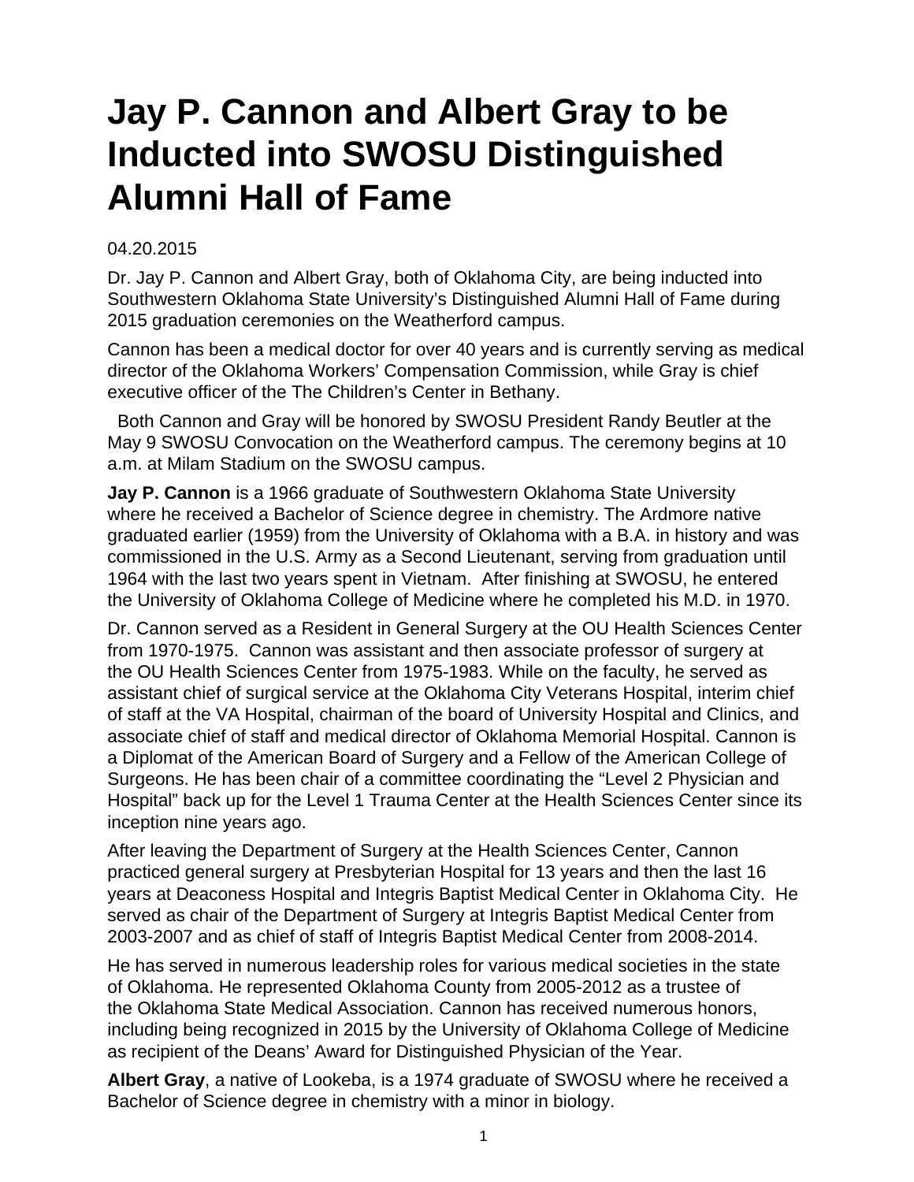# Jay P. Cannon and Albert Gray to be Inducted into SWOSU Distinguished Alumni Hall of Fame

04.20.2015

Dr. Jay P. Cannon and Albert Gray, both of Oklahoma City, are being inducted into Southwestern Oklahoma State University's Distinguished Alumni Hall of Fame during 2015 graduation ceremonies on the Weatherford campus.

Cannon has been a medical doctor for over 40 years and is currently serving as medical director of the Oklahoma Workers' Compensation Commission, while Gray is chief executive officer of the The Children's Center in Bethany.

Both Cannon and Gray will be honored by SWOSU President Randy Beutler at the May 9 SWOSU Convocation on the Weatherford campus. The ceremony begins at 10 a.m. at Milam Stadium on the SWOSU campus.

**Jay P. Cannon** is a 1966 graduate of Southwestern Oklahoma State University where he received a Bachelor of Science degree in chemistry. The Ardmore native graduated earlier (1959) from the University of Oklahoma with a B.A. in history and was commissioned in the U.S. Army as a Second Lieutenant, serving from graduation until 1964 with the last two years spent in Vietnam. After finishing at SWOSU, he entered the University of Oklahoma College of Medicine where he completed his M.D. in 1970.

Dr. Cannon served as a Resident in General Surgery at the OU Health Sciences Center from 1970-1975. Cannon was assistant and then associate professor of surgery at the OU Health Sciences Center from 1975-1983. While on the faculty, he served as assistant chief of surgical service at the Oklahoma City Veterans Hospital, interim chief of staff at the VA Hospital, chairman of the board of University Hospital and Clinics, and associate chief of staff and medical director of Oklahoma Memorial Hospital. Cannon is a Diplomat of the American Board of Surgery and a Fellow of the American College of Surgeons. He has been chair of a committee coordinating the "Level 2 Physician and Hospital" back up for the Level 1 Trauma Center at the Health Sciences Center since its inception nine years ago.

After leaving the Department of Surgery at the Health Sciences Center, Cannon practiced general surgery at Presbyterian Hospital for 13 years and then the last 16 years at Deaconess Hospital and Integris Baptist Medical Center in Oklahoma City. He served as chair of the Department of Surgery at Integris Baptist Medical Center from 2003-2007 and as chief of staff of Integris Baptist Medical Center from 2008-2014.

He has served in numerous leadership roles for various medical societies in the state of Oklahoma. He represented Oklahoma County from 2005-2012 as a trustee of the Oklahoma State Medical Association. Cannon has received numerous honors, including being recognized in 2015 by the University of Oklahoma College of Medicine as recipient of the Deans' Award for Distinguished Physician of the Year.

**Albert Gray**, a native of Lookeba, is a 1974 graduate of SWOSU where he received a Bachelor of Science degree in chemistry with a minor in biology.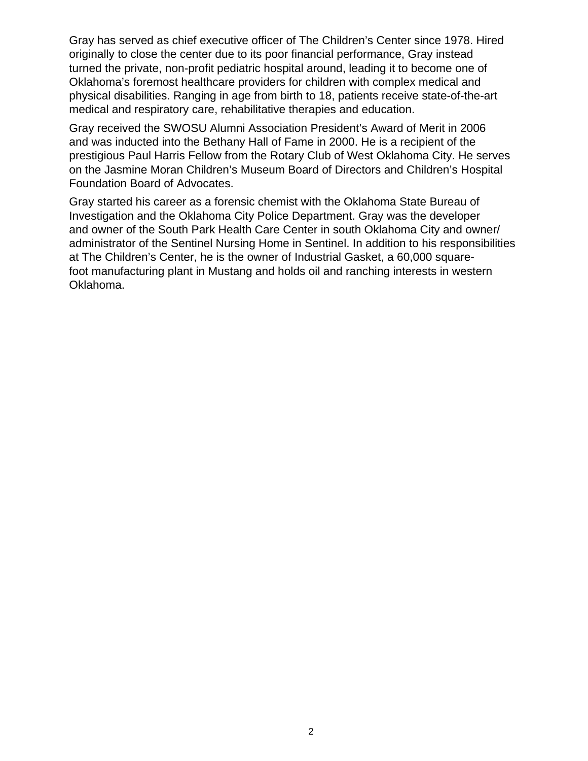Gray has served as chief executive officer of The Children's Center since 1978. Hired originally to close the center due to its poor financial performance, Gray instead turned the private, non-profit pediatric hospital around, leading it to become one of Oklahoma's foremost healthcare providers for children with complex medical and physical disabilities. Ranging in age from birth to 18, patients receive state-of-the-art medical and respiratory care, rehabilitative therapies and education.

Gray received the SWOSU Alumni Association President's Award of Merit in 2006 and was inducted into the Bethany Hall of Fame in 2000. He is a recipient of the prestigious Paul Harris Fellow from the Rotary Club of West Oklahoma City. He serves on the Jasmine Moran Children's Museum Board of Directors and Children's Hospital Foundation Board of Advocates.

Gray started his career as a forensic chemist with the Oklahoma State Bureau of Investigation and the Oklahoma City Police Department. Gray was the developer and owner of the South Park Health Care Center in south Oklahoma City and owner/administrator of the Sentinel Nursing Home in Sentinel. In addition to his responsibilities at The Children's Center, he is the owner of Industrial Gasket, a 60,000 square-foot manufacturing plant in Mustang and holds oil and ranching interests in western Oklahoma.